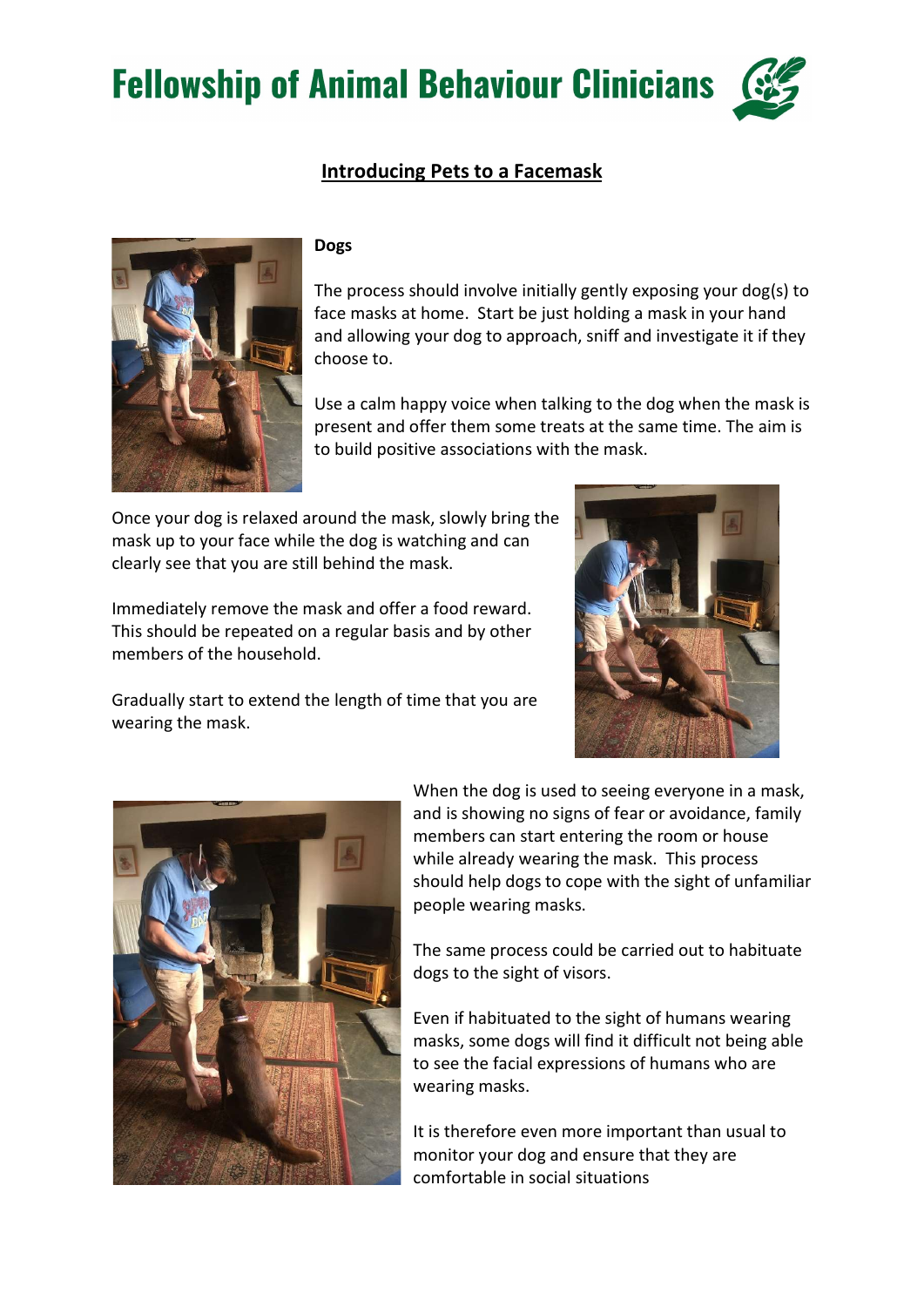# Fellowship of Animal Behaviour Clinicians

## Introducing Pets to a Facemask

### Dogs

The process should involve initially gently exposing your dog(s) to face masks at home. Start be just holding a mask in your hand and allowing your dog to approach, sniff and investigate it if they choose to.

Use a calm happy voice when talking to the dog when the mask is present and offer them some treats at the same time. The aim is to build positive associations with the mask.

Once your dog is relaxed around the mask, slowly bring the mask up to your face while the dog is watching and can clearly see that you are still behind the mask.

Immediately remove the mask and offer a food reward. This should be repeated on a regular basis and by other members of the household.

Gradually start to extend the length of time that you are wearing the mask.

When the dog is used to seeing everyone in a mask, and is showing no signs of fear or avoidance, family members can start entering the room or house while already wearing the mask. This process should help dogs to cope with the sight of unfamiliar people wearing masks.

The same process could be carried out to habituate dogs to the sight of visors.

Even if habituated to the sight of humans wearing masks, some dogs will find it difficult not being able to see the facial expressions of humans who are wearing masks.

It is therefore even more important than usual to monitor your dog and ensure that they are comfortable in social situations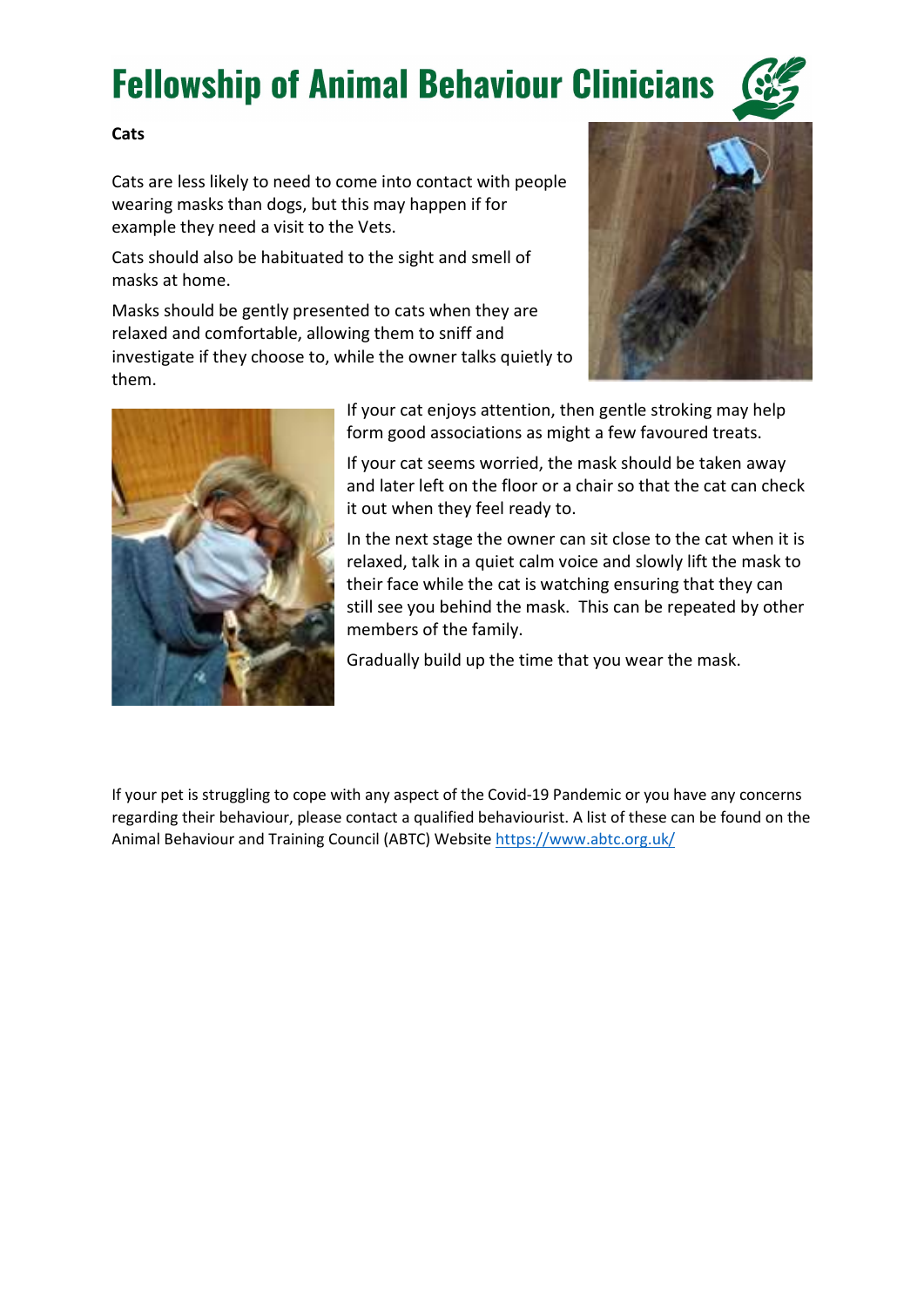# Fellowship of Animal Behaviour Clinicians

**Cats**

Cats are less likely to need to come into contact with people wearing masks than dogs, but this may happen if for example they need a visit to the Vets.

Cats should also be habituated to the sight and smell of masks at home.

Masks should be gently presented to cats when they are relaxed and comfortable, allowing them to sniff and investigate if they choose to, while the owner talks quietly to them.

If your cat enjoys attention, then gentle stroking may help form good associations as might a few favoured treats.

If your cat seems worried, the mask should be taken away and later left on the floor or a chair so that the cat can check it out when they feel ready to.

In the next stage the owner can sit close to the cat when it is relaxed, talk in a quiet calm voice and slowly lift the mask to their face while the cat is watching ensuring that they can still see you behind the mask. This can be repeated by other members of the family.

Gradually build up the time that you wear the mask.

If your pet is struggling to cope with any aspect of the Covid-19 Pandemic or you have any concerns regarding their behaviour, please contact a qualified behaviourist. A list of these can be found on the Animal Behaviour and Training Council (ABTC) Website https://www.abtc.org.uk/